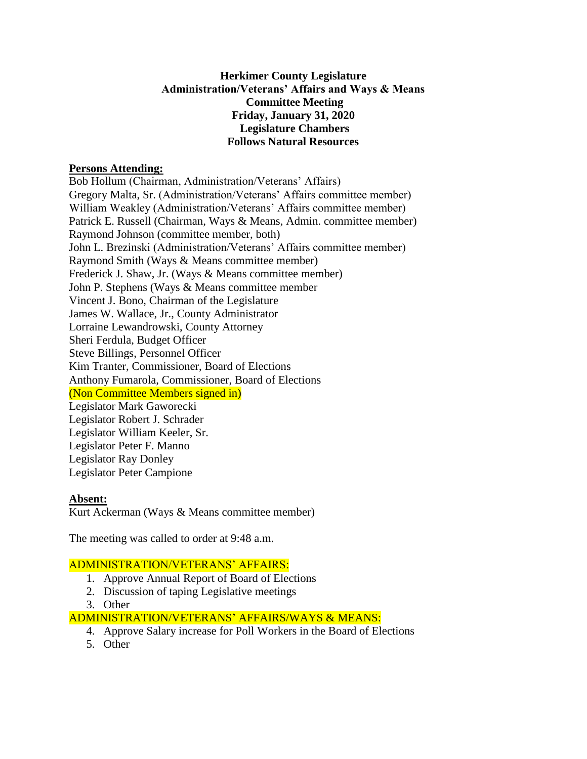**Herkimer County Legislature**
**Administration/Veterans' Affairs and Ways & Means**
**Committee Meeting**
**Friday, January 31, 2020**
**Legislature Chambers**
**Follows Natural Resources**

**Persons Attending:**

Bob Hollum (Chairman, Administration/Veterans' Affairs)
Gregory Malta, Sr. (Administration/Veterans' Affairs committee member)
William Weakley (Administration/Veterans' Affairs committee member)
Patrick E. Russell (Chairman, Ways & Means, Admin. committee member)
Raymond Johnson (committee member, both)
John L. Brezinski (Administration/Veterans' Affairs committee member)
Raymond Smith (Ways & Means committee member)
Frederick J. Shaw, Jr. (Ways & Means committee member)
John P. Stephens (Ways & Means committee member
Vincent J. Bono, Chairman of the Legislature
James W. Wallace, Jr., County Administrator
Lorraine Lewandrowski, County Attorney
Sheri Ferdula, Budget Officer
Steve Billings, Personnel Officer
Kim Tranter, Commissioner, Board of Elections
Anthony Fumarola, Commissioner, Board of Elections
(Non Committee Members signed in)
Legislator Mark Gaworecki
Legislator Robert J. Schrader
Legislator William Keeler, Sr.
Legislator Peter F. Manno
Legislator Ray Donley
Legislator Peter Campione

**Absent:**

Kurt Ackerman (Ways & Means committee member)

The meeting was called to order at 9:48 a.m.

ADMINISTRATION/VETERANS' AFFAIRS:

1. Approve Annual Report of Board of Elections
2. Discussion of taping Legislative meetings
3. Other

ADMINISTRATION/VETERANS' AFFAIRS/WAYS & MEANS:

4. Approve Salary increase for Poll Workers in the Board of Elections
5. Other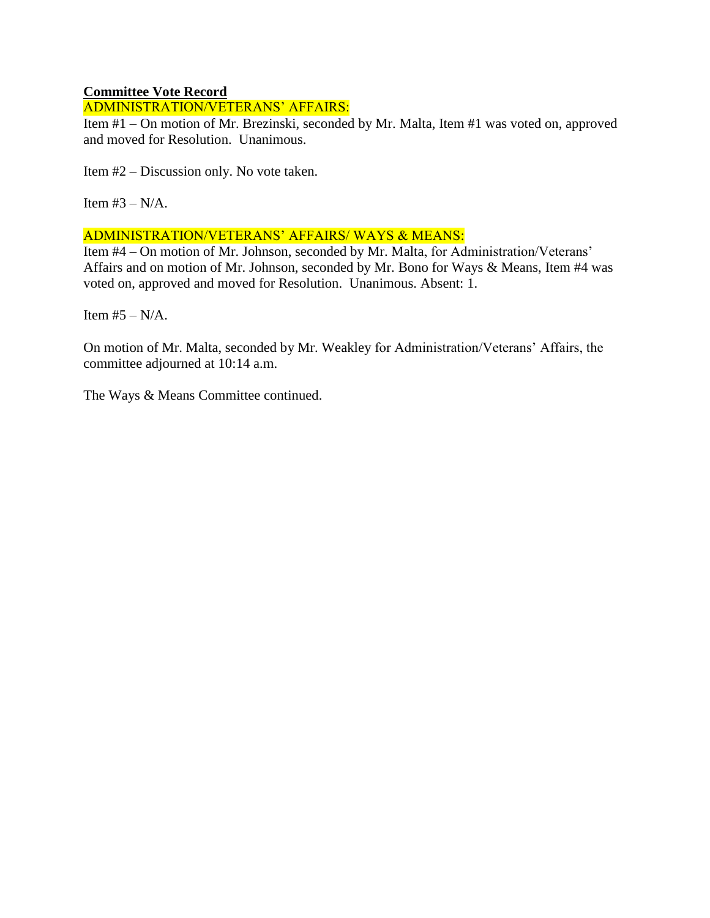**Committee Vote Record**

ADMINISTRATION/VETERANS' AFFAIRS:

Item #1 – On motion of Mr. Brezinski, seconded by Mr. Malta, Item #1 was voted on, approved and moved for Resolution. Unanimous.

Item #2 – Discussion only. No vote taken.

Item #3 – N/A.

ADMINISTRATION/VETERANS' AFFAIRS/ WAYS & MEANS:

Item #4 – On motion of Mr. Johnson, seconded by Mr. Malta, for Administration/Veterans' Affairs and on motion of Mr. Johnson, seconded by Mr. Bono for Ways & Means, Item #4 was voted on, approved and moved for Resolution. Unanimous. Absent: 1.

Item #5 – N/A.

On motion of Mr. Malta, seconded by Mr. Weakley for Administration/Veterans' Affairs, the committee adjourned at 10:14 a.m.

The Ways & Means Committee continued.